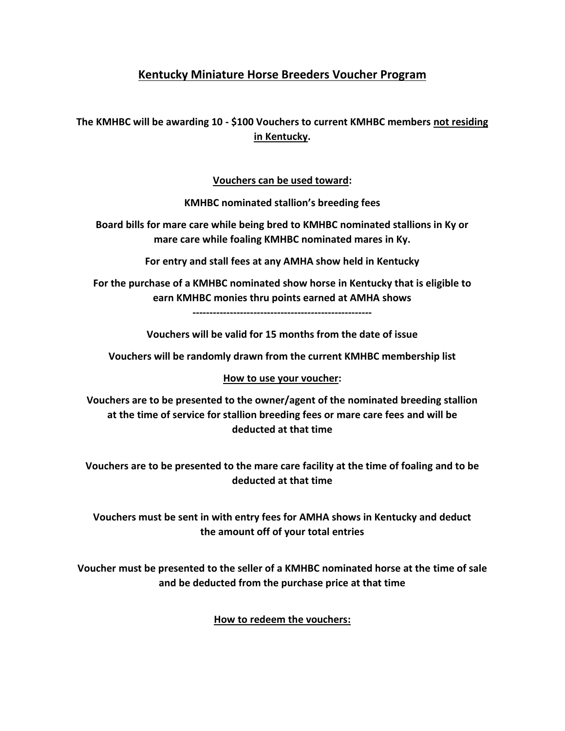# Kentucky Miniature Horse Breeders Voucher Program

**The KMHBC will be awarding 10 - $100 Vouchers to current KMHBC members not residing in Kentucky.**

**Vouchers can be used toward:**

**KMHBC nominated stallion's breeding fees**

**Board bills for mare care while being bred to KMHBC nominated stallions in Ky or mare care while foaling KMHBC nominated mares in Ky.**

**For entry and stall fees at any AMHA show held in Kentucky**

**For the purchase of a KMHBC nominated show horse in Kentucky that is eligible to earn KMHBC monies thru points earned at AMHA shows**

**-----------------------------------------------------**

**Vouchers will be valid for 15 months from the date of issue**

**Vouchers will be randomly drawn from the current KMHBC membership list**

**How to use your voucher:**

**Vouchers are to be presented to the owner/agent of the nominated breeding stallion at the time of service for stallion breeding fees or mare care fees and will be deducted at that time**

**Vouchers are to be presented to the mare care facility at the time of foaling and to be deducted at that time**

**Vouchers must be sent in with entry fees for AMHA shows in Kentucky and deduct the amount off of your total entries**

**Voucher must be presented to the seller of a KMHBC nominated horse at the time of sale and be deducted from the purchase price at that time**

**How to redeem the vouchers:**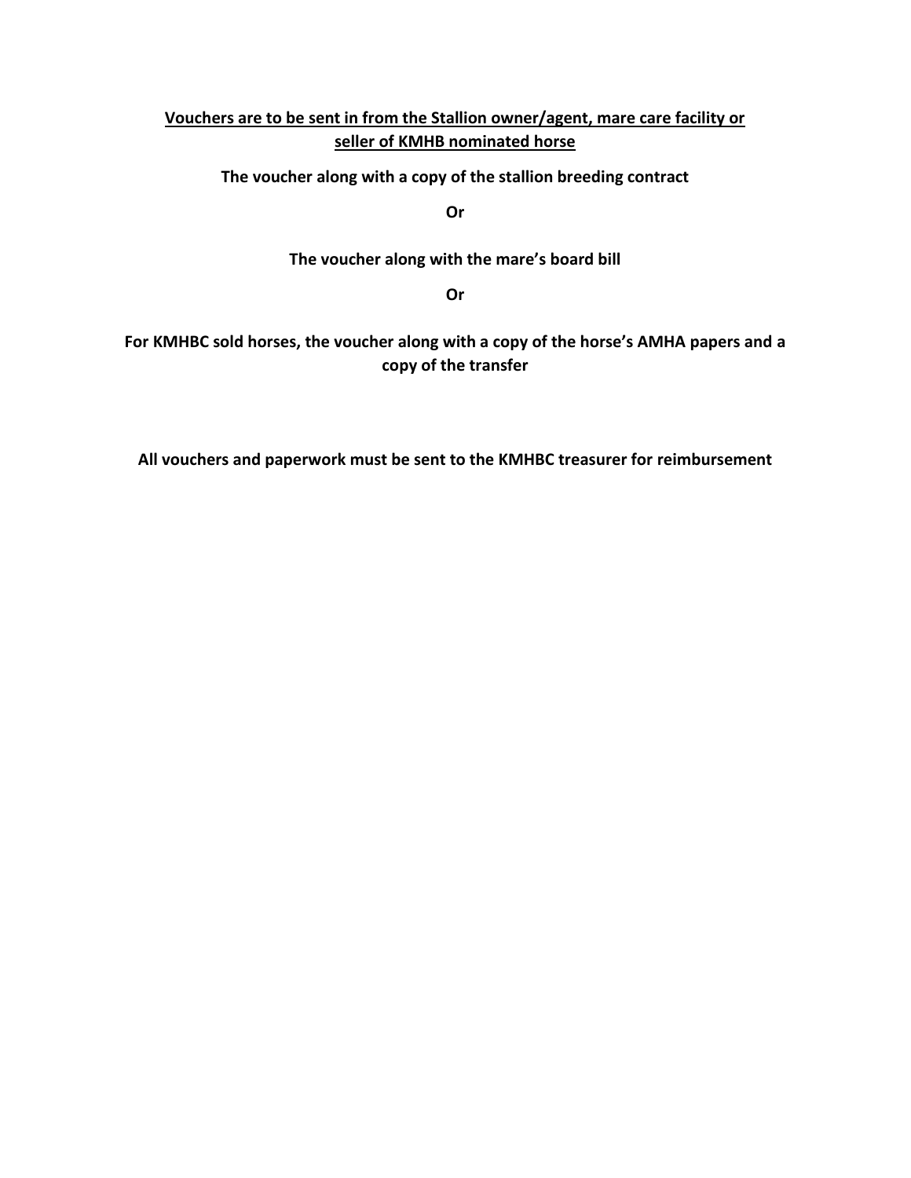**<u>Vouchers are to be sent in from the Stallion owner/agent, mare care facility or seller of KMHB nominated horse</u>**

**The voucher along with a copy of the stallion breeding contract**

**Or**

**The voucher along with the mare's board bill**

**Or**

**For KMHBC sold horses, the voucher along with a copy of the horse's AMHA papers and a copy of the transfer**

**All vouchers and paperwork must be sent to the KMHBC treasurer for reimbursement**